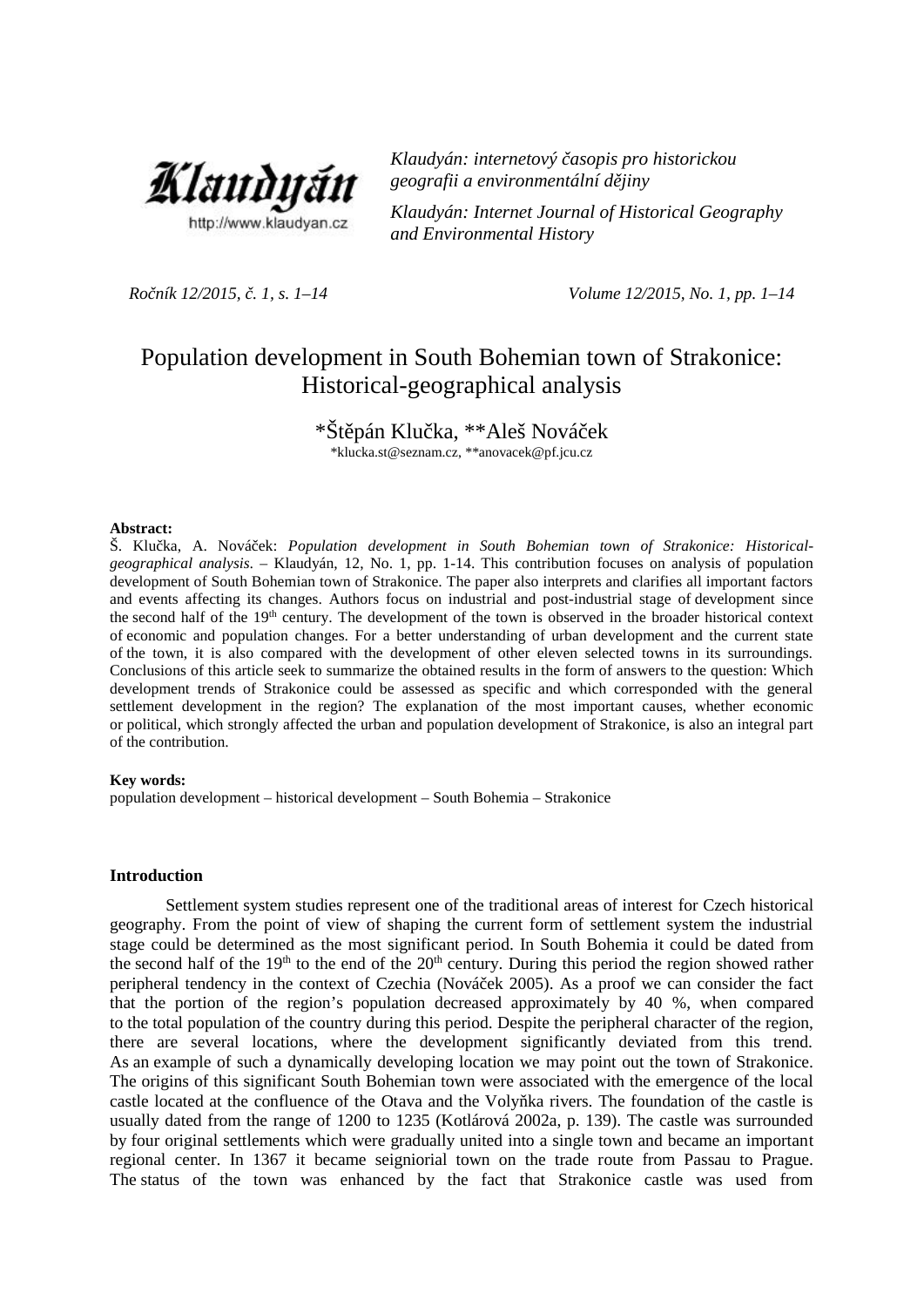Klaudyán: internetový časopis pro historickou geografii a environmentální dějiny

Klaudyán: Internet Journal of Historical Geography and Environmental History

*Ročník 12/2015, č. 1, s. 1–14* *Volume 12/2015, No. 1, pp. 1–14*

# Population development in South Bohemian town of Strakonice: Historical-geographical analysis

\*Štěpán Klučka, \*\*Aleš Nováček

\*klucka.st@seznam.cz, \*\*anovacek@pf.jcu.cz

**Abstract:**

Š. Klučka, A. Nováček: *Population development in South Bohemian town of Strakonice: Historical-geographical analysis*. – Klaudyán, 12, No. 1, pp. 1-14. This contribution focuses on analysis of population development of South Bohemian town of Strakonice. The paper also interprets and clarifies all important factors and events affecting its changes. Authors focus on industrial and post-industrial stage of development since the second half of the 19th century. The development of the town is observed in the broader historical context of economic and population changes. For a better understanding of urban development and the current state of the town, it is also compared with the development of other eleven selected towns in its surroundings. Conclusions of this article seek to summarize the obtained results in the form of answers to the question: Which development trends of Strakonice could be assessed as specific and which corresponded with the general settlement development in the region? The explanation of the most important causes, whether economic or political, which strongly affected the urban and population development of Strakonice, is also an integral part of the contribution.

**Key words:**

population development – historical development – South Bohemia – Strakonice

## Introduction

Settlement system studies represent one of the traditional areas of interest for Czech historical geography. From the point of view of shaping the current form of settlement system the industrial stage could be determined as the most significant period. In South Bohemia it could be dated from the second half of the 19th to the end of the 20th century. During this period the region showed rather peripheral tendency in the context of Czechia (Nováček 2005). As a proof we can consider the fact that the portion of the region's population decreased approximately by 40 %, when compared to the total population of the country during this period. Despite the peripheral character of the region, there are several locations, where the development significantly deviated from this trend. As an example of such a dynamically developing location we may point out the town of Strakonice. The origins of this significant South Bohemian town were associated with the emergence of the local castle located at the confluence of the Otava and the Volyňka rivers. The foundation of the castle is usually dated from the range of 1200 to 1235 (Kotlárová 2002a, p. 139). The castle was surrounded by four original settlements which were gradually united into a single town and became an important regional center. In 1367 it became seigniorial town on the trade route from Passau to Prague. The status of the town was enhanced by the fact that Strakonice castle was used from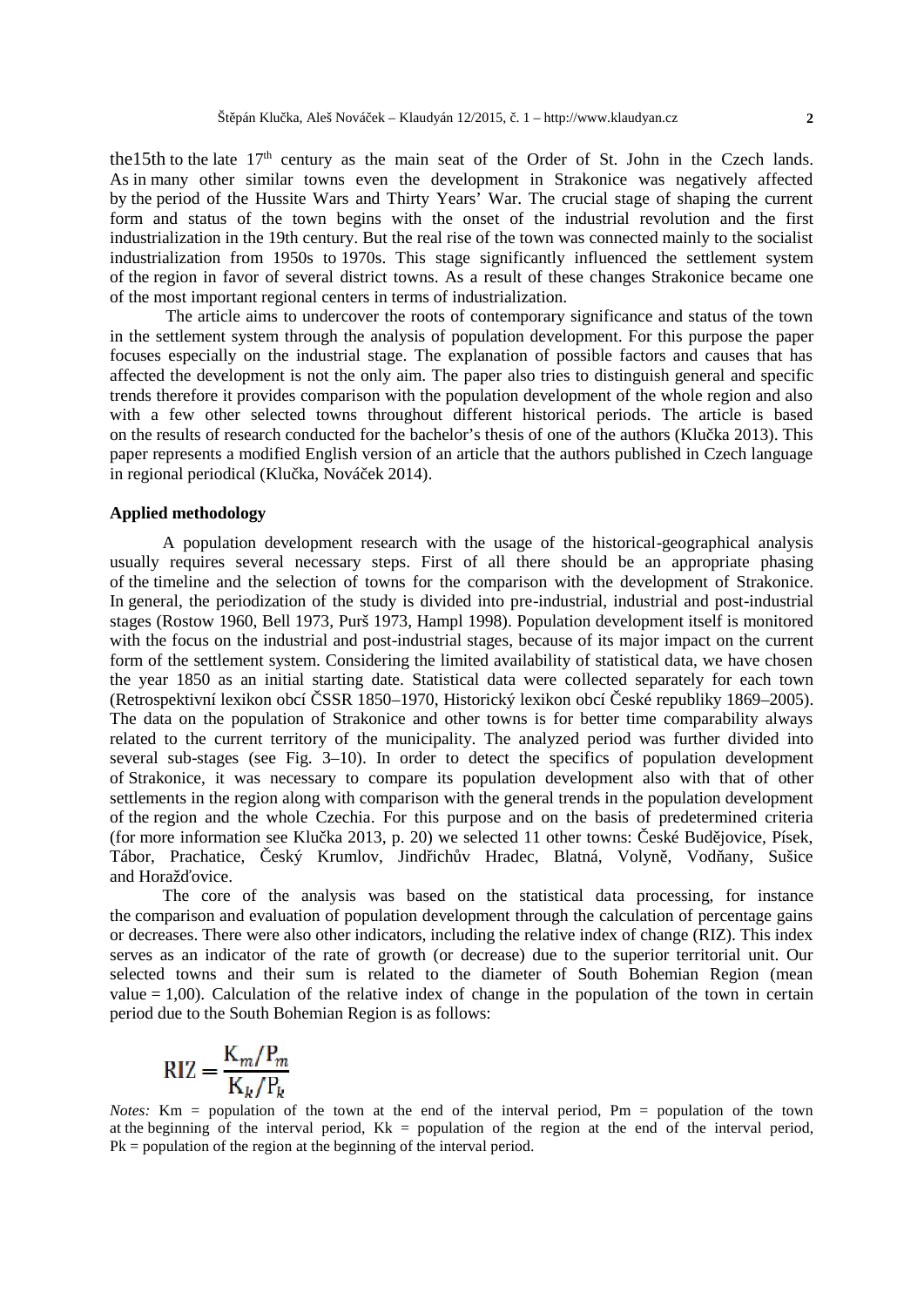the15th to the late 17th century as the main seat of the Order of St. John in the Czech lands. As in many other similar towns even the development in Strakonice was negatively affected by the period of the Hussite Wars and Thirty Years' War. The crucial stage of shaping the current form and status of the town begins with the onset of the industrial revolution and the first industrialization in the 19th century. But the real rise of the town was connected mainly to the socialist industrialization from 1950s to 1970s. This stage significantly influenced the settlement system of the region in favor of several district towns. As a result of these changes Strakonice became one of the most important regional centers in terms of industrialization.

The article aims to undercover the roots of contemporary significance and status of the town in the settlement system through the analysis of population development. For this purpose the paper focuses especially on the industrial stage. The explanation of possible factors and causes that has affected the development is not the only aim. The paper also tries to distinguish general and specific trends therefore it provides comparison with the population development of the whole region and also with a few other selected towns throughout different historical periods. The article is based on the results of research conducted for the bachelor's thesis of one of the authors (Klučka 2013). This paper represents a modified English version of an article that the authors published in Czech language in regional periodical (Klučka, Nováček 2014).

### Applied methodology

A population development research with the usage of the historical-geographical analysis usually requires several necessary steps. First of all there should be an appropriate phasing of the timeline and the selection of towns for the comparison with the development of Strakonice. In general, the periodization of the study is divided into pre-industrial, industrial and post-industrial stages (Rostow 1960, Bell 1973, Purš 1973, Hampl 1998). Population development itself is monitored with the focus on the industrial and post-industrial stages, because of its major impact on the current form of the settlement system. Considering the limited availability of statistical data, we have chosen the year 1850 as an initial starting date. Statistical data were collected separately for each town (Retrospektivní lexikon obcí ČSSR 1850–1970, Historický lexikon obcí České republiky 1869–2005). The data on the population of Strakonice and other towns is for better time comparability always related to the current territory of the municipality. The analyzed period was further divided into several sub-stages (see Fig. 3–10). In order to detect the specifics of population development of Strakonice, it was necessary to compare its population development also with that of other settlements in the region along with comparison with the general trends in the population development of the region and the whole Czechia. For this purpose and on the basis of predetermined criteria (for more information see Klučka 2013, p. 20) we selected 11 other towns: České Budějovice, Písek, Tábor, Prachatice, Český Krumlov, Jindřichův Hradec, Blatná, Volyně, Vodňany, Sušice and Horažďovice.

The core of the analysis was based on the statistical data processing, for instance the comparison and evaluation of population development through the calculation of percentage gains or decreases. There were also other indicators, including the relative index of change (RIZ). This index serves as an indicator of the rate of growth (or decrease) due to the superior territorial unit. Our selected towns and their sum is related to the diameter of South Bohemian Region (mean value = 1,00). Calculation of the relative index of change in the population of the town in certain period due to the South Bohemian Region is as follows:

$$\mathrm{RIZ} = \frac{\mathrm{K}_m/\mathrm{P}_m}{\mathrm{K}_k/\mathrm{P}_k}$$

*Notes:* Km = population of the town at the end of the interval period, Pm = population of the town at the beginning of the interval period, Kk = population of the region at the end of the interval period, Pk = population of the region at the beginning of the interval period.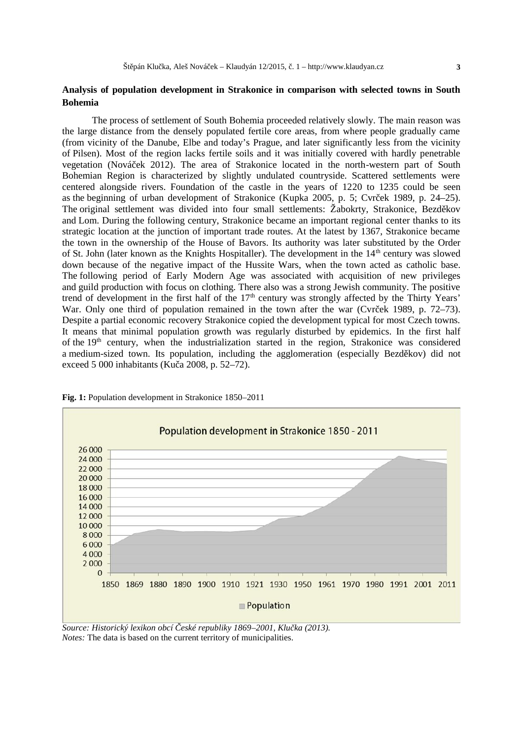## Analysis of population development in Strakonice in comparison with selected towns in South Bohemia

The process of settlement of South Bohemia proceeded relatively slowly. The main reason was the large distance from the densely populated fertile core areas, from where people gradually came (from vicinity of the Danube, Elbe and today's Prague, and later significantly less from the vicinity of Pilsen). Most of the region lacks fertile soils and it was initially covered with hardly penetrable vegetation (Nováček 2012). The area of Strakonice located in the north-western part of South Bohemian Region is characterized by slightly undulated countryside. Scattered settlements were centered alongside rivers. Foundation of the castle in the years of 1220 to 1235 could be seen as the beginning of urban development of Strakonice (Kupka 2005, p. 5; Cvrček 1989, p. 24–25). The original settlement was divided into four small settlements: Žabokrty, Strakonice, Bezděkov and Lom. During the following century, Strakonice became an important regional center thanks to its strategic location at the junction of important trade routes. At the latest by 1367, Strakonice became the town in the ownership of the House of Bavors. Its authority was later substituted by the Order of St. John (later known as the Knights Hospitaller). The development in the 14th century was slowed down because of the negative impact of the Hussite Wars, when the town acted as catholic base. The following period of Early Modern Age was associated with acquisition of new privileges and guild production with focus on clothing. There also was a strong Jewish community. The positive trend of development in the first half of the 17th century was strongly affected by the Thirty Years' War. Only one third of population remained in the town after the war (Cvrček 1989, p. 72–73). Despite a partial economic recovery Strakonice copied the development typical for most Czech towns. It means that minimal population growth was regularly disturbed by epidemics. In the first half of the 19th century, when the industrialization started in the region, Strakonice was considered a medium-sized town. Its population, including the agglomeration (especially Bezděkov) did not exceed 5 000 inhabitants (Kuča 2008, p. 52–72).

**Fig. 1:** Population development in Strakonice 1850–2011

*Source: Historický lexikon obcí České republiky 1869–2001, Klučka (2013).*
*Notes:* The data is based on the current territory of municipalities.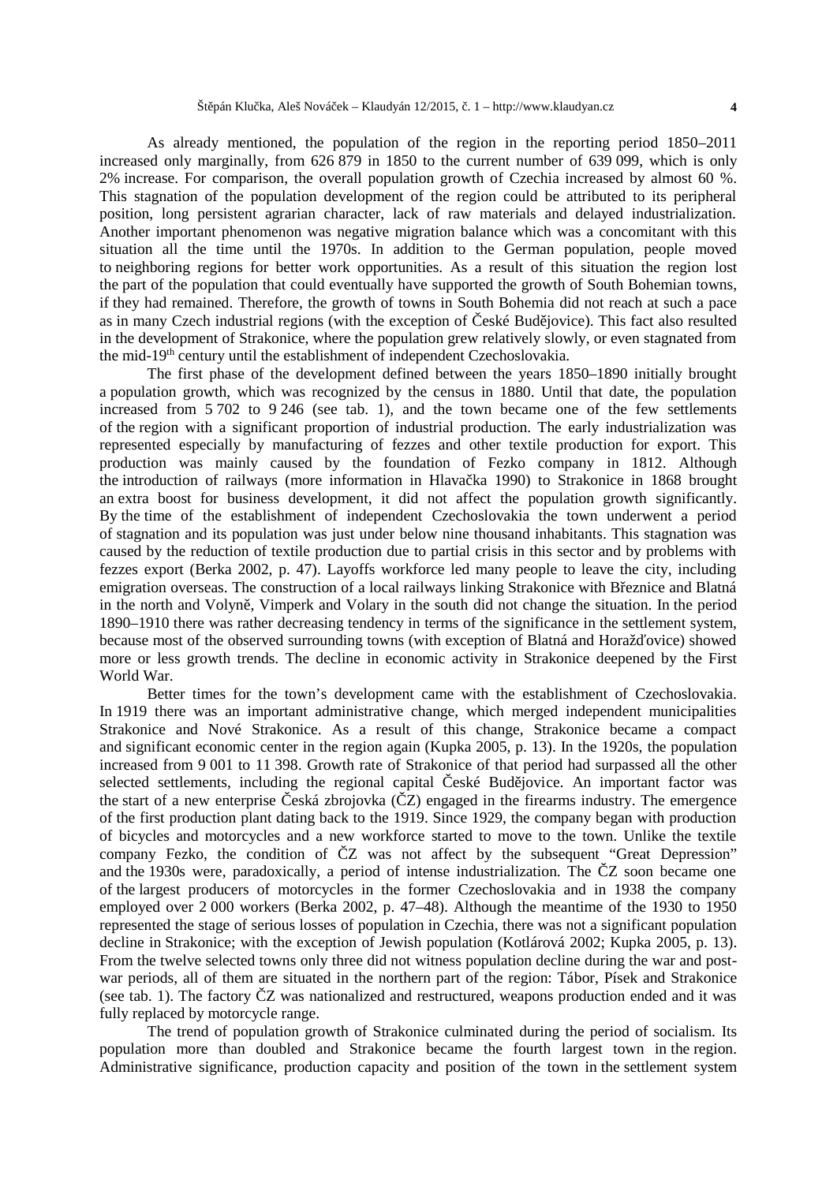As already mentioned, the population of the region in the reporting period 1850–2011 increased only marginally, from 626 879 in 1850 to the current number of 639 099, which is only 2% increase. For comparison, the overall population growth of Czechia increased by almost 60 %. This stagnation of the population development of the region could be attributed to its peripheral position, long persistent agrarian character, lack of raw materials and delayed industrialization. Another important phenomenon was negative migration balance which was a concomitant with this situation all the time until the 1970s. In addition to the German population, people moved to neighboring regions for better work opportunities. As a result of this situation the region lost the part of the population that could eventually have supported the growth of South Bohemian towns, if they had remained. Therefore, the growth of towns in South Bohemia did not reach at such a pace as in many Czech industrial regions (with the exception of České Budějovice). This fact also resulted in the development of Strakonice, where the population grew relatively slowly, or even stagnated from the mid-19th century until the establishment of independent Czechoslovakia.

The first phase of the development defined between the years 1850–1890 initially brought a population growth, which was recognized by the census in 1880. Until that date, the population increased from 5 702 to 9 246 (see tab. 1), and the town became one of the few settlements of the region with a significant proportion of industrial production. The early industrialization was represented especially by manufacturing of fezzes and other textile production for export. This production was mainly caused by the foundation of Fezko company in 1812. Although the introduction of railways (more information in Hlavačka 1990) to Strakonice in 1868 brought an extra boost for business development, it did not affect the population growth significantly. By the time of the establishment of independent Czechoslovakia the town underwent a period of stagnation and its population was just under below nine thousand inhabitants. This stagnation was caused by the reduction of textile production due to partial crisis in this sector and by problems with fezzes export (Berka 2002, p. 47). Layoffs workforce led many people to leave the city, including emigration overseas. The construction of a local railways linking Strakonice with Březnice and Blatná in the north and Volyně, Vimperk and Volary in the south did not change the situation. In the period 1890–1910 there was rather decreasing tendency in terms of the significance in the settlement system, because most of the observed surrounding towns (with exception of Blatná and Horažďovice) showed more or less growth trends. The decline in economic activity in Strakonice deepened by the First World War.

Better times for the town's development came with the establishment of Czechoslovakia. In 1919 there was an important administrative change, which merged independent municipalities Strakonice and Nové Strakonice. As a result of this change, Strakonice became a compact and significant economic center in the region again (Kupka 2005, p. 13). In the 1920s, the population increased from 9 001 to 11 398. Growth rate of Strakonice of that period had surpassed all the other selected settlements, including the regional capital České Budějovice. An important factor was the start of a new enterprise Česká zbrojovka (ČZ) engaged in the firearms industry. The emergence of the first production plant dating back to the 1919. Since 1929, the company began with production of bicycles and motorcycles and a new workforce started to move to the town. Unlike the textile company Fezko, the condition of ČZ was not affect by the subsequent "Great Depression" and the 1930s were, paradoxically, a period of intense industrialization. The ČZ soon became one of the largest producers of motorcycles in the former Czechoslovakia and in 1938 the company employed over 2 000 workers (Berka 2002, p. 47–48). Although the meantime of the 1930 to 1950 represented the stage of serious losses of population in Czechia, there was not a significant population decline in Strakonice; with the exception of Jewish population (Kotlárová 2002; Kupka 2005, p. 13). From the twelve selected towns only three did not witness population decline during the war and post-war periods, all of them are situated in the northern part of the region: Tábor, Písek and Strakonice (see tab. 1). The factory ČZ was nationalized and restructured, weapons production ended and it was fully replaced by motorcycle range.

The trend of population growth of Strakonice culminated during the period of socialism. Its population more than doubled and Strakonice became the fourth largest town in the region. Administrative significance, production capacity and position of the town in the settlement system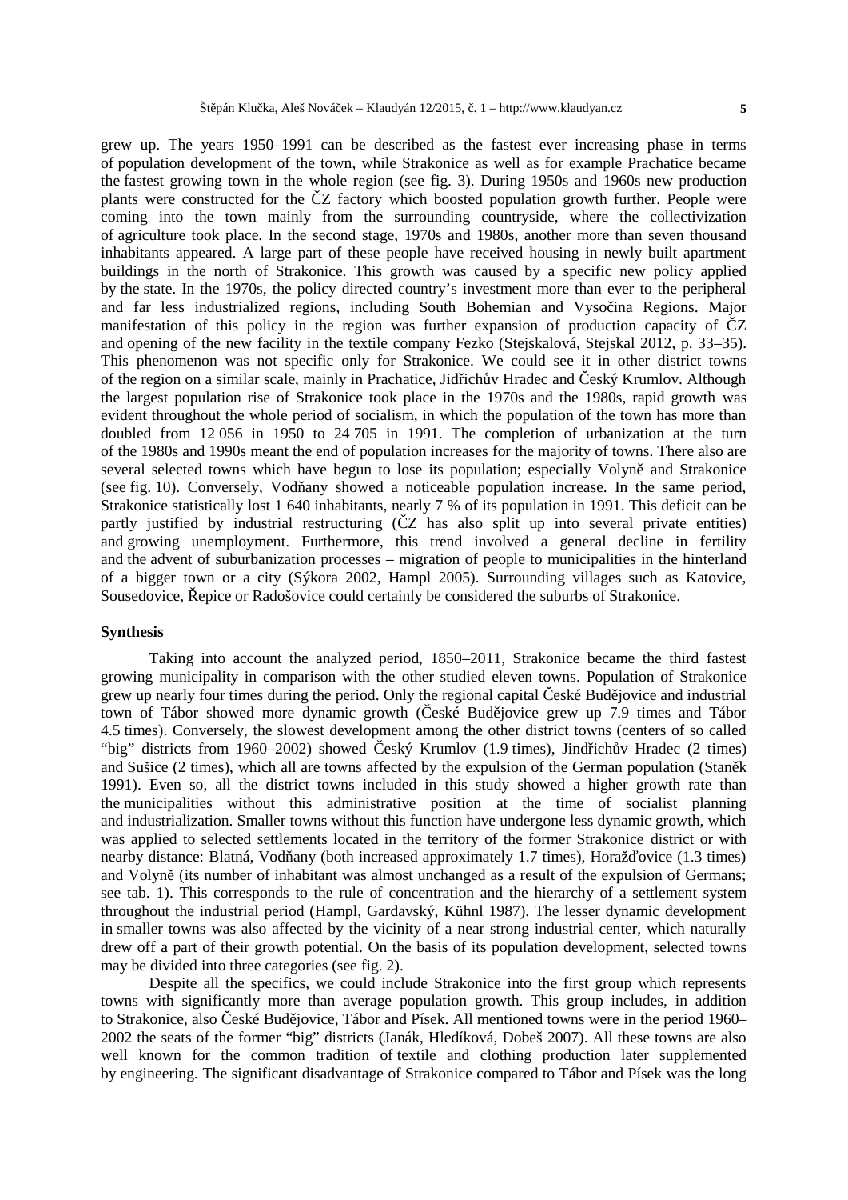grew up. The years 1950–1991 can be described as the fastest ever increasing phase in terms of population development of the town, while Strakonice as well as for example Prachatice became the fastest growing town in the whole region (see fig. 3). During 1950s and 1960s new production plants were constructed for the ČZ factory which boosted population growth further. People were coming into the town mainly from the surrounding countryside, where the collectivization of agriculture took place. In the second stage, 1970s and 1980s, another more than seven thousand inhabitants appeared. A large part of these people have received housing in newly built apartment buildings in the north of Strakonice. This growth was caused by a specific new policy applied by the state. In the 1970s, the policy directed country's investment more than ever to the peripheral and far less industrialized regions, including South Bohemian and Vysočina Regions. Major manifestation of this policy in the region was further expansion of production capacity of ČZ and opening of the new facility in the textile company Fezko (Stejskalová, Stejskal 2012, p. 33–35). This phenomenon was not specific only for Strakonice. We could see it in other district towns of the region on a similar scale, mainly in Prachatice, Jidřichův Hradec and Český Krumlov. Although the largest population rise of Strakonice took place in the 1970s and the 1980s, rapid growth was evident throughout the whole period of socialism, in which the population of the town has more than doubled from 12 056 in 1950 to 24 705 in 1991. The completion of urbanization at the turn of the 1980s and 1990s meant the end of population increases for the majority of towns. There also are several selected towns which have begun to lose its population; especially Volyně and Strakonice (see fig. 10). Conversely, Vodňany showed a noticeable population increase. In the same period, Strakonice statistically lost 1 640 inhabitants, nearly 7 % of its population in 1991. This deficit can be partly justified by industrial restructuring (ČZ has also split up into several private entities) and growing unemployment. Furthermore, this trend involved a general decline in fertility and the advent of suburbanization processes – migration of people to municipalities in the hinterland of a bigger town or a city (Sýkora 2002, Hampl 2005). Surrounding villages such as Katovice, Sousedovice, Řepice or Radošovice could certainly be considered the suburbs of Strakonice.

**Synthesis**

Taking into account the analyzed period, 1850–2011, Strakonice became the third fastest growing municipality in comparison with the other studied eleven towns. Population of Strakonice grew up nearly four times during the period. Only the regional capital České Budějovice and industrial town of Tábor showed more dynamic growth (České Budějovice grew up 7.9 times and Tábor 4.5 times). Conversely, the slowest development among the other district towns (centers of so called "big" districts from 1960–2002) showed Český Krumlov (1.9 times), Jindřichův Hradec (2 times) and Sušice (2 times), which all are towns affected by the expulsion of the German population (Staněk 1991). Even so, all the district towns included in this study showed a higher growth rate than the municipalities without this administrative position at the time of socialist planning and industrialization. Smaller towns without this function have undergone less dynamic growth, which was applied to selected settlements located in the territory of the former Strakonice district or with nearby distance: Blatná, Vodňany (both increased approximately 1.7 times), Horažďovice (1.3 times) and Volyně (its number of inhabitant was almost unchanged as a result of the expulsion of Germans; see tab. 1). This corresponds to the rule of concentration and the hierarchy of a settlement system throughout the industrial period (Hampl, Gardavský, Kühnl 1987). The lesser dynamic development in smaller towns was also affected by the vicinity of a near strong industrial center, which naturally drew off a part of their growth potential. On the basis of its population development, selected towns may be divided into three categories (see fig. 2).

Despite all the specifics, we could include Strakonice into the first group which represents towns with significantly more than average population growth. This group includes, in addition to Strakonice, also České Budějovice, Tábor and Písek. All mentioned towns were in the period 1960–2002 the seats of the former "big" districts (Janák, Hledíková, Dobeš 2007). All these towns are also well known for the common tradition of textile and clothing production later supplemented by engineering. The significant disadvantage of Strakonice compared to Tábor and Písek was the long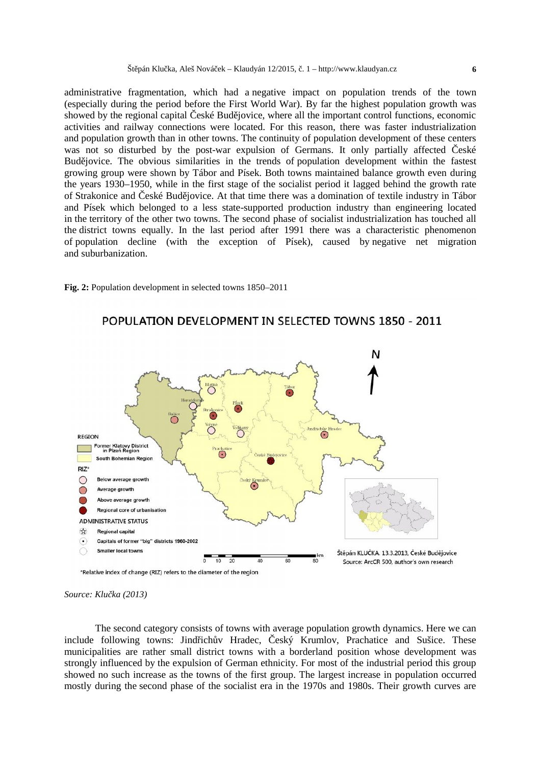administrative fragmentation, which had a negative impact on population trends of the town (especially during the period before the First World War). By far the highest population growth was showed by the regional capital České Budějovice, where all the important control functions, economic activities and railway connections were located. For this reason, there was faster industrialization and population growth than in other towns. The continuity of population development of these centers was not so disturbed by the post-war expulsion of Germans. It only partially affected České Budějovice. The obvious similarities in the trends of population development within the fastest growing group were shown by Tábor and Písek. Both towns maintained balance growth even during the years 1930–1950, while in the first stage of the socialist period it lagged behind the growth rate of Strakonice and České Budějovice. At that time there was a domination of textile industry in Tábor and Písek which belonged to a less state-supported production industry than engineering located in the territory of the other two towns. The second phase of socialist industrialization has touched all the district towns equally. In the last period after 1991 there was a characteristic phenomenon of population decline (with the exception of Písek), caused by negative net migration and suburbanization.

**Fig. 2:** Population development in selected towns 1850–2011

*Source: Klučka (2013)*

The second category consists of towns with average population growth dynamics. Here we can include following towns: Jindřichův Hradec, Český Krumlov, Prachatice and Sušice. These municipalities are rather small district towns with a borderland position whose development was strongly influenced by the expulsion of German ethnicity. For most of the industrial period this group showed no such increase as the towns of the first group. The largest increase in population occurred mostly during the second phase of the socialist era in the 1970s and 1980s. Their growth curves are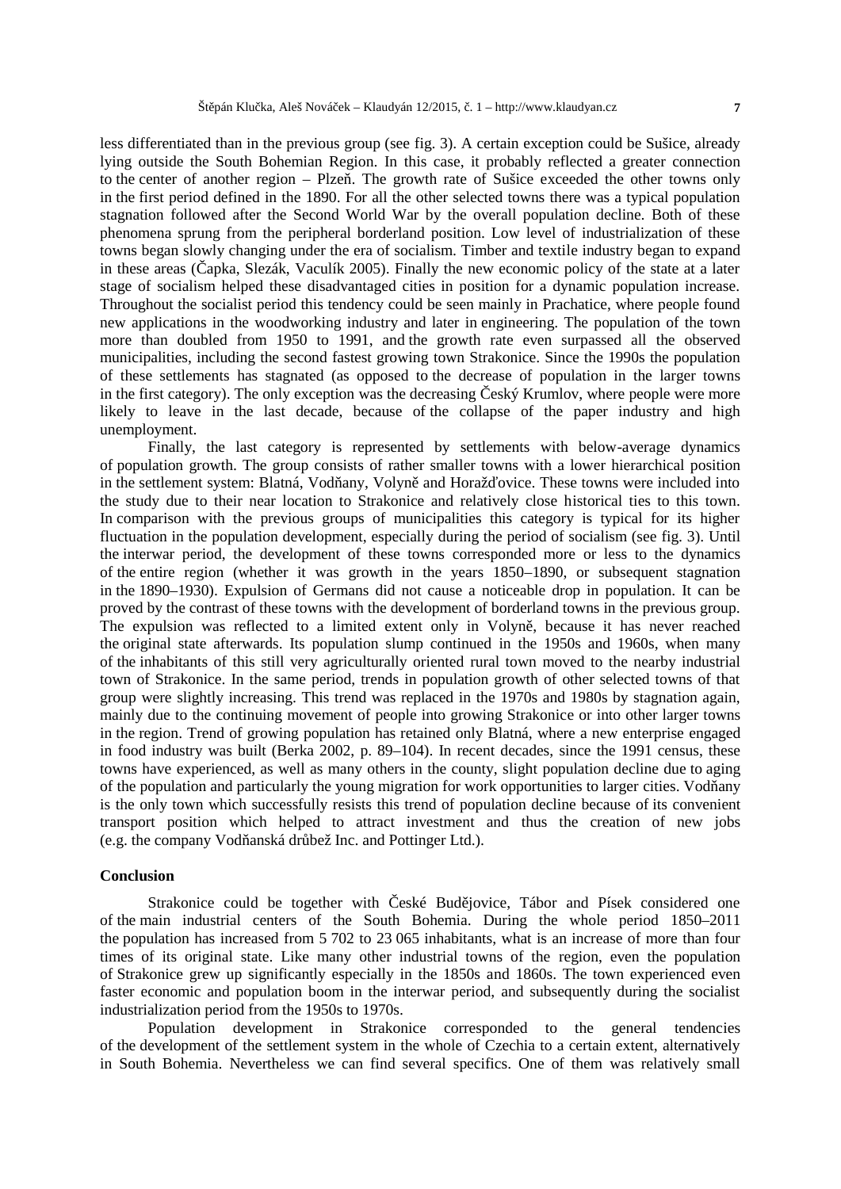less differentiated than in the previous group (see fig. 3). A certain exception could be Sušice, already lying outside the South Bohemian Region. In this case, it probably reflected a greater connection to the center of another region – Plzeň. The growth rate of Sušice exceeded the other towns only in the first period defined in the 1890. For all the other selected towns there was a typical population stagnation followed after the Second World War by the overall population decline. Both of these phenomena sprung from the peripheral borderland position. Low level of industrialization of these towns began slowly changing under the era of socialism. Timber and textile industry began to expand in these areas (Čapka, Slezák, Vaculík 2005). Finally the new economic policy of the state at a later stage of socialism helped these disadvantaged cities in position for a dynamic population increase. Throughout the socialist period this tendency could be seen mainly in Prachatice, where people found new applications in the woodworking industry and later in engineering. The population of the town more than doubled from 1950 to 1991, and the growth rate even surpassed all the observed municipalities, including the second fastest growing town Strakonice. Since the 1990s the population of these settlements has stagnated (as opposed to the decrease of population in the larger towns in the first category). The only exception was the decreasing Český Krumlov, where people were more likely to leave in the last decade, because of the collapse of the paper industry and high unemployment.

Finally, the last category is represented by settlements with below-average dynamics of population growth. The group consists of rather smaller towns with a lower hierarchical position in the settlement system: Blatná, Vodňany, Volyně and Horažďovice. These towns were included into the study due to their near location to Strakonice and relatively close historical ties to this town. In comparison with the previous groups of municipalities this category is typical for its higher fluctuation in the population development, especially during the period of socialism (see fig. 3). Until the interwar period, the development of these towns corresponded more or less to the dynamics of the entire region (whether it was growth in the years 1850–1890, or subsequent stagnation in the 1890–1930). Expulsion of Germans did not cause a noticeable drop in population. It can be proved by the contrast of these towns with the development of borderland towns in the previous group. The expulsion was reflected to a limited extent only in Volyně, because it has never reached the original state afterwards. Its population slump continued in the 1950s and 1960s, when many of the inhabitants of this still very agriculturally oriented rural town moved to the nearby industrial town of Strakonice. In the same period, trends in population growth of other selected towns of that group were slightly increasing. This trend was replaced in the 1970s and 1980s by stagnation again, mainly due to the continuing movement of people into growing Strakonice or into other larger towns in the region. Trend of growing population has retained only Blatná, where a new enterprise engaged in food industry was built (Berka 2002, p. 89–104). In recent decades, since the 1991 census, these towns have experienced, as well as many others in the county, slight population decline due to aging of the population and particularly the young migration for work opportunities to larger cities. Vodňany is the only town which successfully resists this trend of population decline because of its convenient transport position which helped to attract investment and thus the creation of new jobs (e.g. the company Vodňanská drůbež Inc. and Pottinger Ltd.).

## Conclusion

Strakonice could be together with České Budějovice, Tábor and Písek considered one of the main industrial centers of the South Bohemia. During the whole period 1850–2011 the population has increased from 5 702 to 23 065 inhabitants, what is an increase of more than four times of its original state. Like many other industrial towns of the region, even the population of Strakonice grew up significantly especially in the 1850s and 1860s. The town experienced even faster economic and population boom in the interwar period, and subsequently during the socialist industrialization period from the 1950s to 1970s.

Population development in Strakonice corresponded to the general tendencies of the development of the settlement system in the whole of Czechia to a certain extent, alternatively in South Bohemia. Nevertheless we can find several specifics. One of them was relatively small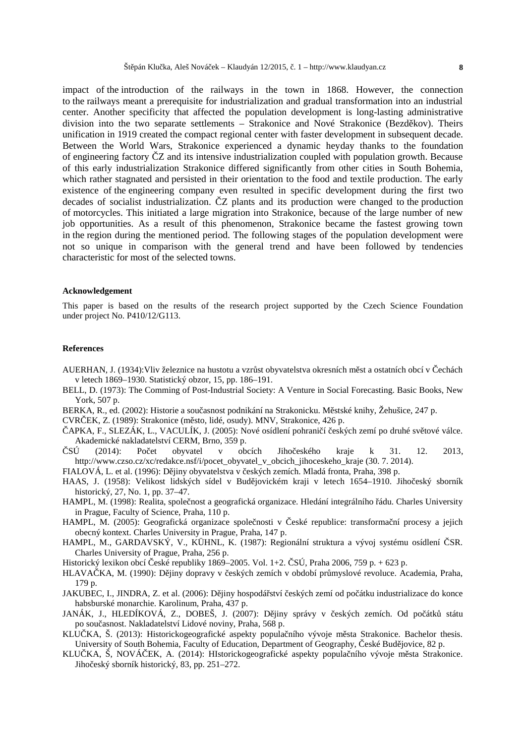impact of the introduction of the railways in the town in 1868. However, the connection to the railways meant a prerequisite for industrialization and gradual transformation into an industrial center. Another specificity that affected the population development is long-lasting administrative division into the two separate settlements – Strakonice and Nové Strakonice (Bezděkov). Theirs unification in 1919 created the compact regional center with faster development in subsequent decade. Between the World Wars, Strakonice experienced a dynamic heyday thanks to the foundation of engineering factory ČZ and its intensive industrialization coupled with population growth. Because of this early industrialization Strakonice differed significantly from other cities in South Bohemia, which rather stagnated and persisted in their orientation to the food and textile production. The early existence of the engineering company even resulted in specific development during the first two decades of socialist industrialization. ČZ plants and its production were changed to the production of motorcycles. This initiated a large migration into Strakonice, because of the large number of new job opportunities. As a result of this phenomenon, Strakonice became the fastest growing town in the region during the mentioned period. The following stages of the population development were not so unique in comparison with the general trend and have been followed by tendencies characteristic for most of the selected towns.

### Acknowledgement

This paper is based on the results of the research project supported by the Czech Science Foundation under project No. P410/12/G113.

### References

AUERHAN, J. (1934):Vliv železnice na hustotu a vzrůst obyvatelstva okresních měst a ostatních obcí v Čechách v letech 1869–1930. Statistický obzor, 15, pp. 186–191.

BELL, D. (1973): The Comming of Post-Industrial Society: A Venture in Social Forecasting. Basic Books, New York, 507 p.

BERKA, R., ed. (2002): Historie a současnost podnikání na Strakonicku. Městské knihy, Žehušice, 247 p.

CVRČEK, Z. (1989): Strakonice (město, lidé, osudy). MNV, Strakonice, 426 p.

ČAPKA, F., SLEZÁK, L., VACULÍK, J. (2005): Nové osídlení pohraničí českých zemí po druhé světové válce. Akademické nakladatelství CERM, Brno, 359 p.

ČSÚ (2014): Počet obyvatel v obcích Jihočeského kraje k 31. 12. 2013, http://www.czso.cz/xc/redakce.nsf/i/pocet_obyvatel_v_obcich_jihoceskeho_kraje (30. 7. 2014).

FIALOVÁ, L. et al. (1996): Dějiny obyvatelstva v českých zemích. Mladá fronta, Praha, 398 p.

HAAS, J. (1958): Velikost lidských sídel v Budějovickém kraji v letech 1654–1910. Jihočeský sborník historický, 27, No. 1, pp. 37–47.

HAMPL, M. (1998): Realita, společnost a geografická organizace. Hledání integrálního řádu. Charles University in Prague, Faculty of Science, Praha, 110 p.

HAMPL, M. (2005): Geografická organizace společnosti v České republice: transformační procesy a jejich obecný kontext. Charles University in Prague, Praha, 147 p.

HAMPL, M., GARDAVSKÝ, V., KÜHNL, K. (1987): Regionální struktura a vývoj systému osídlení ČSR. Charles University of Prague, Praha, 256 p.

Historický lexikon obcí České republiky 1869–2005. Vol. 1+2. ČSÚ, Praha 2006, 759 p. + 623 p.

HLAVAČKA, M. (1990): Dějiny dopravy v českých zemích v období průmyslové revoluce. Academia, Praha, 179 p.

JAKUBEC, I., JINDRA, Z. et al. (2006): Dějiny hospodářství českých zemí od počátku industrializace do konce habsburské monarchie. Karolinum, Praha, 437 p.

JANÁK, J., HLEDÍKOVÁ, Z., DOBEŠ, J. (2007): Dějiny správy v českých zemích. Od počátků státu po současnost. Nakladatelství Lidové noviny, Praha, 568 p.

KLUČKA, Š. (2013): Historickogeografické aspekty populačního vývoje města Strakonice. Bachelor thesis. University of South Bohemia, Faculty of Education, Department of Geography, České Budějovice, 82 p.

KLUČKA, Š, NOVÁČEK, A. (2014): HIstorickogeografické aspekty populačního vývoje města Strakonice. Jihočeský sborník historický, 83, pp. 251–272.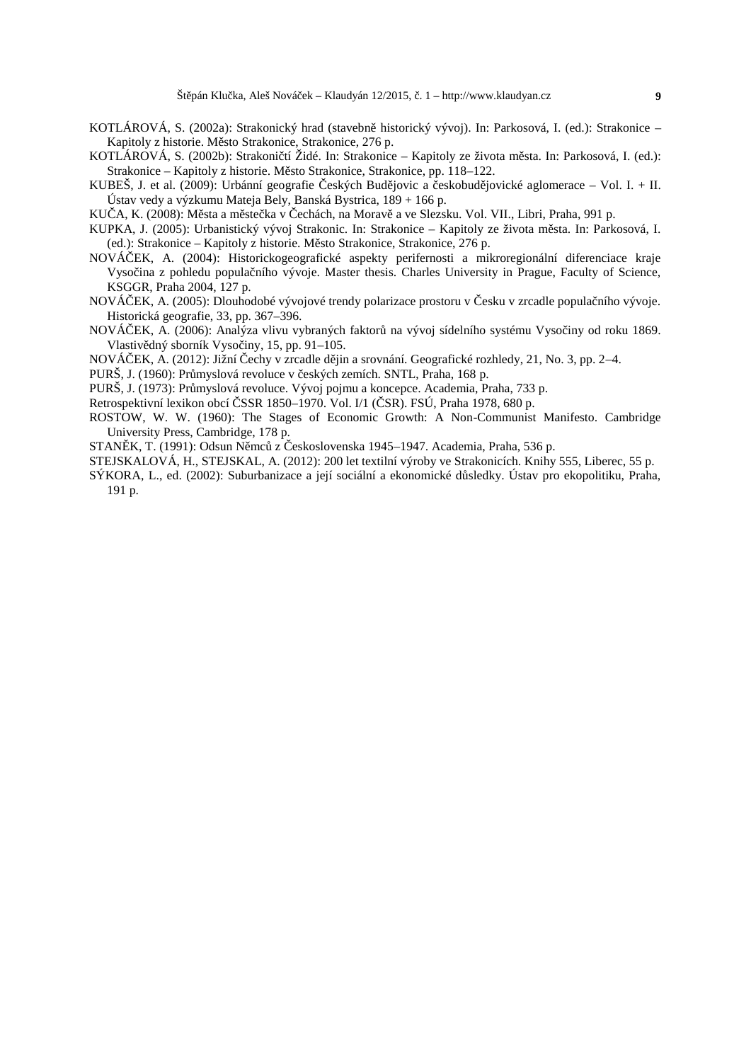KOTLÁROVÁ, S. (2002a): Strakonický hrad (stavebně historický vývoj). In: Parkosová, I. (ed.): Strakonice – Kapitoly z historie. Město Strakonice, Strakonice, 276 p.

KOTLÁROVÁ, S. (2002b): Strakoničtí Židé. In: Strakonice – Kapitoly ze života města. In: Parkosová, I. (ed.): Strakonice – Kapitoly z historie. Město Strakonice, Strakonice, pp. 118–122.

KUBEŠ, J. et al. (2009): Urbánní geografie Českých Budějovic a českobudějovické aglomerace – Vol. I. + II. Ústav vedy a výzkumu Mateja Bely, Banská Bystrica, 189 + 166 p.

KUČA, K. (2008): Města a městečka v Čechách, na Moravě a ve Slezsku. Vol. VII., Libri, Praha, 991 p.

KUPKA, J. (2005): Urbanistický vývoj Strakonic. In: Strakonice – Kapitoly ze života města. In: Parkosová, I. (ed.): Strakonice – Kapitoly z historie. Město Strakonice, Strakonice, 276 p.

NOVÁČEK, A. (2004): Historickogeografické aspekty perifernosti a mikroregionální diferenciace kraje Vysočina z pohledu populačního vývoje. Master thesis. Charles University in Prague, Faculty of Science, KSGGR, Praha 2004, 127 p.

NOVÁČEK, A. (2005): Dlouhodobé vývojové trendy polarizace prostoru v Česku v zrcadle populačního vývoje. Historická geografie, 33, pp. 367–396.

NOVÁČEK, A. (2006): Analýza vlivu vybraných faktorů na vývoj sídelního systému Vysočiny od roku 1869. Vlastivědný sborník Vysočiny, 15, pp. 91–105.

NOVÁČEK, A. (2012): Jižní Čechy v zrcadle dějin a srovnání. Geografické rozhledy, 21, No. 3, pp. 2–4.

PURŠ, J. (1960): Průmyslová revoluce v českých zemích. SNTL, Praha, 168 p.

PURŠ, J. (1973): Průmyslová revoluce. Vývoj pojmu a koncepce. Academia, Praha, 733 p.

Retrospektivní lexikon obcí ČSSR 1850–1970. Vol. I/1 (ČSR). FSÚ, Praha 1978, 680 p.

ROSTOW, W. W. (1960): The Stages of Economic Growth: A Non-Communist Manifesto. Cambridge University Press, Cambridge, 178 p.

STANĚK, T. (1991): Odsun Němců z Československa 1945–1947. Academia, Praha, 536 p.

STEJSKALOVÁ, H., STEJSKAL, A. (2012): 200 let textilní výroby ve Strakonicích. Knihy 555, Liberec, 55 p.

SÝKORA, L., ed. (2002): Suburbanizace a její sociální a ekonomické důsledky. Ústav pro ekopolitiku, Praha, 191 p.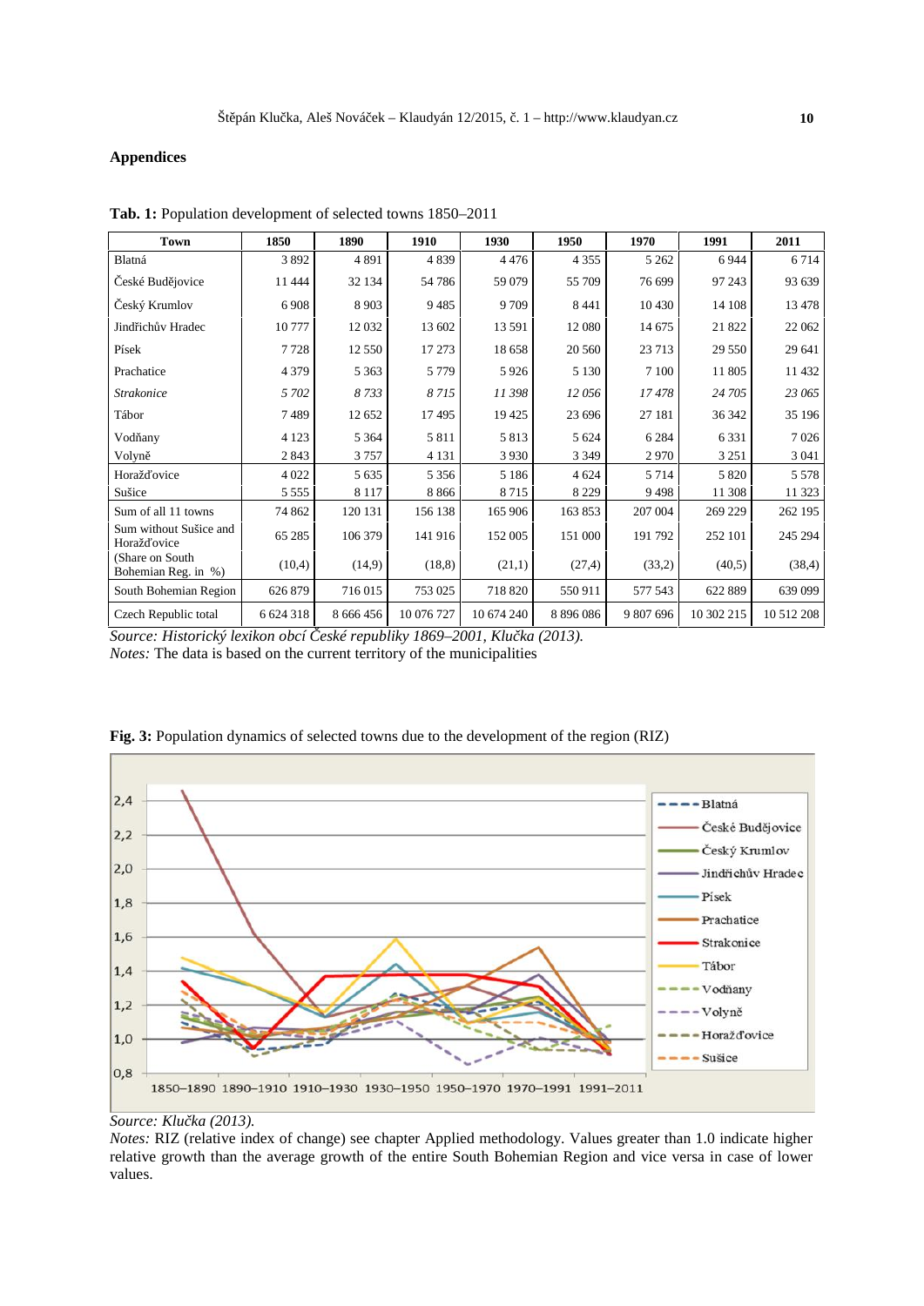## Appendices

**Tab. 1:** Population development of selected towns 1850–2011

| Town | 1850 | 1890 | 1910 | 1930 | 1950 | 1970 | 1991 | 2011 |
|---|---|---|---|---|---|---|---|---|
| Blatná | 3 892 | 4 891 | 4 839 | 4 476 | 4 355 | 5 262 | 6 944 | 6 714 |
| České Budějovice | 11 444 | 32 134 | 54 786 | 59 079 | 55 709 | 76 699 | 97 243 | 93 639 |
| Český Krumlov | 6 908 | 8 903 | 9 485 | 9 709 | 8 441 | 10 430 | 14 108 | 13 478 |
| Jindřichův Hradec | 10 777 | 12 032 | 13 602 | 13 591 | 12 080 | 14 675 | 21 822 | 22 062 |
| Písek | 7 728 | 12 550 | 17 273 | 18 658 | 20 560 | 23 713 | 29 550 | 29 641 |
| Prachatice | 4 379 | 5 363 | 5 779 | 5 926 | 5 130 | 7 100 | 11 805 | 11 432 |
| *Strakonice* | *5 702* | *8 733* | *8 715* | *11 398* | *12 056* | *17 478* | *24 705* | *23 065* |
| Tábor | 7 489 | 12 652 | 17 495 | 19 425 | 23 696 | 27 181 | 36 342 | 35 196 |
| Vodňany | 4 123 | 5 364 | 5 811 | 5 813 | 5 624 | 6 284 | 6 331 | 7 026 |
| Volyně | 2 843 | 3 757 | 4 131 | 3 930 | 3 349 | 2 970 | 3 251 | 3 041 |
| Horažďovice | 4 022 | 5 635 | 5 356 | 5 186 | 4 624 | 5 714 | 5 820 | 5 578 |
| Sušice | 5 555 | 8 117 | 8 866 | 8 715 | 8 229 | 9 498 | 11 308 | 11 323 |
| Sum of all 11 towns | 74 862 | 120 131 | 156 138 | 165 906 | 163 853 | 207 004 | 269 229 | 262 195 |
| Sum without Sušice and Horažďovice | 65 285 | 106 379 | 141 916 | 152 005 | 151 000 | 191 792 | 252 101 | 245 294 |
| (Share on South Bohemian Reg. in %) | (10,4) | (14,9) | (18,8) | (21,1) | (27,4) | (33,2) | (40,5) | (38,4) |
| South Bohemian Region | 626 879 | 716 015 | 753 025 | 718 820 | 550 911 | 577 543 | 622 889 | 639 099 |
| Czech Republic total | 6 624 318 | 8 666 456 | 10 076 727 | 10 674 240 | 8 896 086 | 9 807 696 | 10 302 215 | 10 512 208 |

*Source: Historický lexikon obcí České republiky 1869–2001, Klučka (2013).*
*Notes:* The data is based on the current territory of the municipalities

**Fig. 3:** Population dynamics of selected towns due to the development of the region (RIZ)

*Source: Klučka (2013).*
*Notes:* RIZ (relative index of change) see chapter Applied methodology. Values greater than 1.0 indicate higher relative growth than the average growth of the entire South Bohemian Region and vice versa in case of lower values.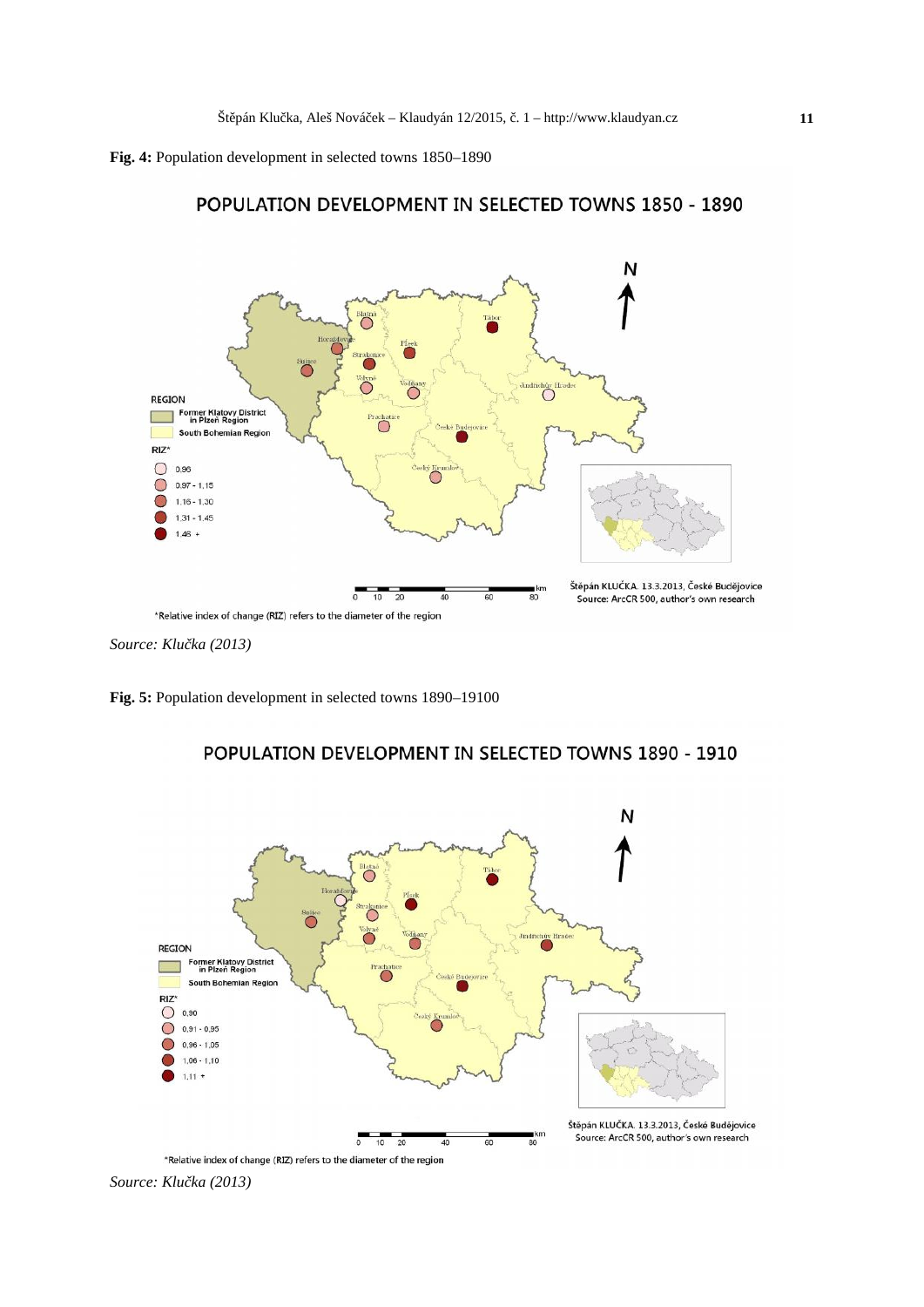**Fig. 4:** Population development in selected towns 1850–1890

POPULATION DEVELOPMENT IN SELECTED TOWNS 1850 - 1890

N

Blatná, Tábor, Horažďovice, Písek, Sušice, Strakonice, Volyně, Vodňany, Jindřichův Hradec, Prachatice, České Budějovice, Český Krumlov

REGION

- Former Klatovy District in Plzeň Region
- South Bohemian Region

RIZ*

- 0.96
- 0.97 - 1.15
- 1.16 - 1.30
- 1.31 - 1.45
- 1.46 +

km 0 10 20 40 60 80

Štěpán KLUČKA. 13.3.2013, České Budějovice
Source: ArcCR 500, author's own research

*Relative index of change (RIZ) refers to the diameter of the region

*Source: Klučka (2013)*

**Fig. 5:** Population development in selected towns 1890–19100

POPULATION DEVELOPMENT IN SELECTED TOWNS 1890 - 1910

N

Blatná, Tábor, Horažďovice, Písek, Sušice, Strakonice, Volyně, Vodňany, Jindřichův Hradec, Prachatice, České Budějovice, Český Krumlov

REGION

- Former Klatovy District in Plzeň Region
- South Bohemian Region

RIZ*

- 0,90
- 0,91 - 0,95
- 0,96 - 1,05
- 1,06 - 1,10
- 1,11 +

km 0 10 20 40 60 80

Štěpán KLUČKA. 13.3.2013, České Budějovice
Source: ArcCR 500, author's own research

*Relative index of change (RIZ) refers to the diameter of the region

*Source: Klučka (2013)*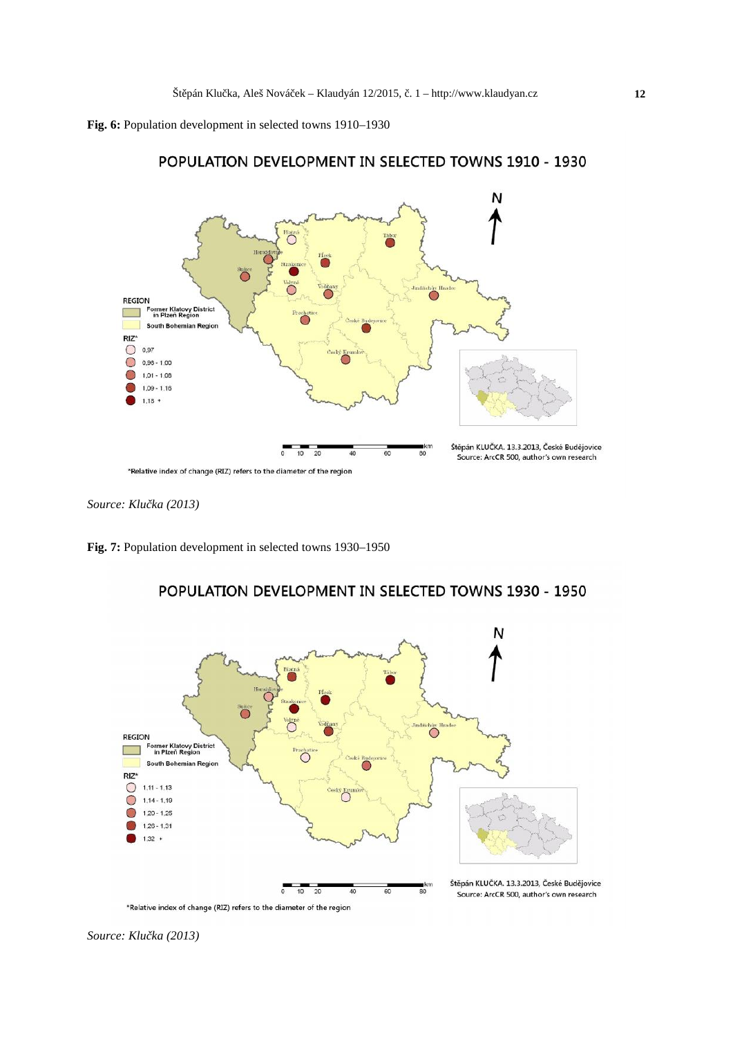**Fig. 6:** Population development in selected towns 1910–1930

*Source: Klučka (2013)*

**Fig. 7:** Population development in selected towns 1930–1950

*Source: Klučka (2013)*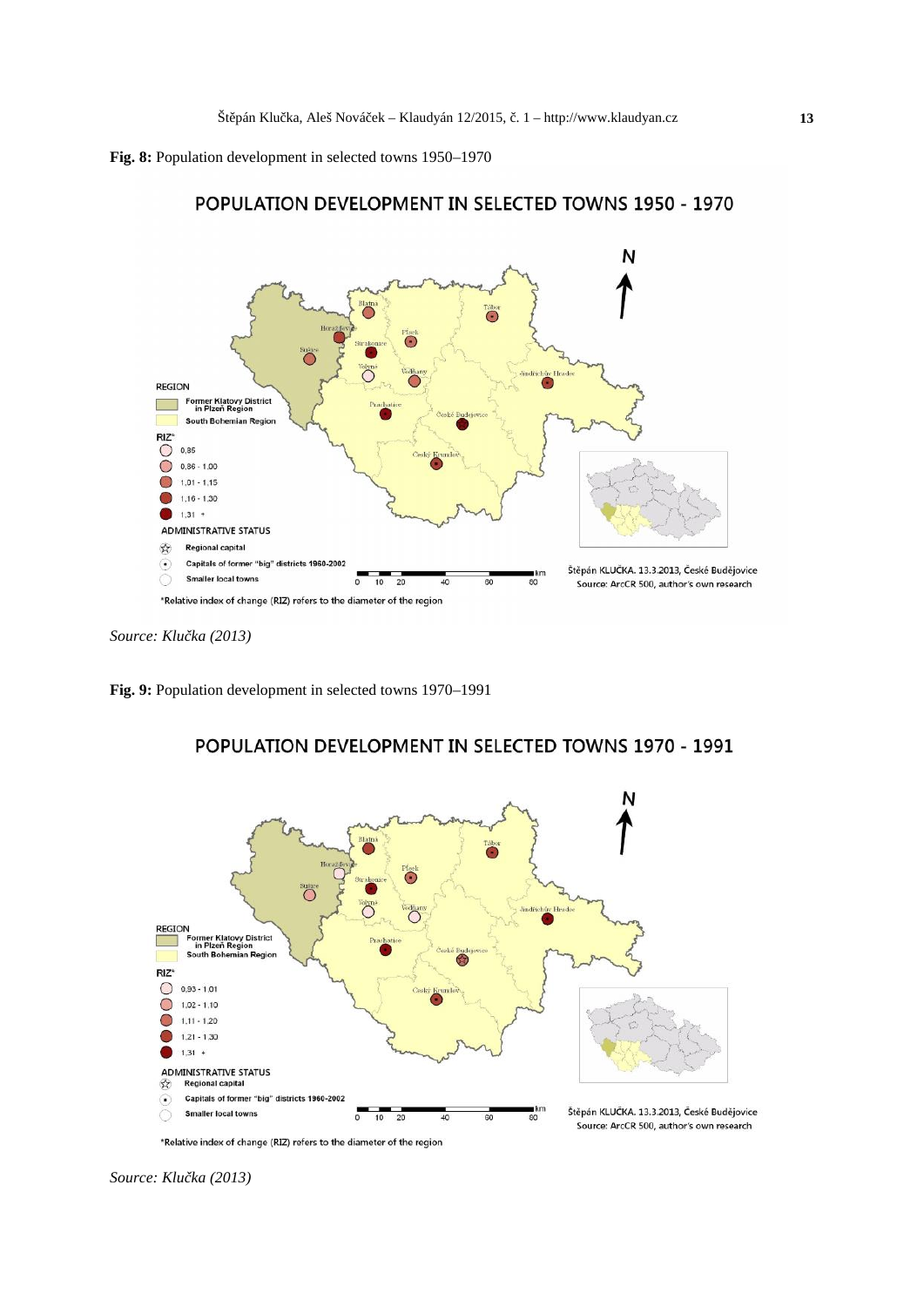**Fig. 8:** Population development in selected towns 1950–1970

POPULATION DEVELOPMENT IN SELECTED TOWNS 1950 - 1970

REGION
Former Klatovy District in Plzeň Region
South Bohemian Region

RIZ*
0,85
0,86 - 1,00
1,01 - 1,15
1,16 - 1,30
1,31 +

ADMINISTRATIVE STATUS
Regional capital
Capitals of former "big" districts 1960-2002
Smaller local towns

*Relative index of change (RIZ) refers to the diameter of the region

Štěpán KLUČKA. 13.3.2013, České Budějovice
Source: ArcCR 500, author's own research

*Source: Klučka (2013)*

**Fig. 9:** Population development in selected towns 1970–1991

POPULATION DEVELOPMENT IN SELECTED TOWNS 1970 - 1991

REGION
Former Klatovy District in Plzeň Region
South Bohemian Region

RIZ*
0,93 - 1,01
1,02 - 1,10
1,11 - 1,20
1,21 - 1,30
1,31 +

ADMINISTRATIVE STATUS
Regional capital
Capitals of former "big" districts 1960-2002
Smaller local towns

*Relative index of change (RIZ) refers to the diameter of the region

Štěpán KLUČKA. 13.3.2013, České Budějovice
Source: ArcCR 500, author's own research

*Source: Klučka (2013)*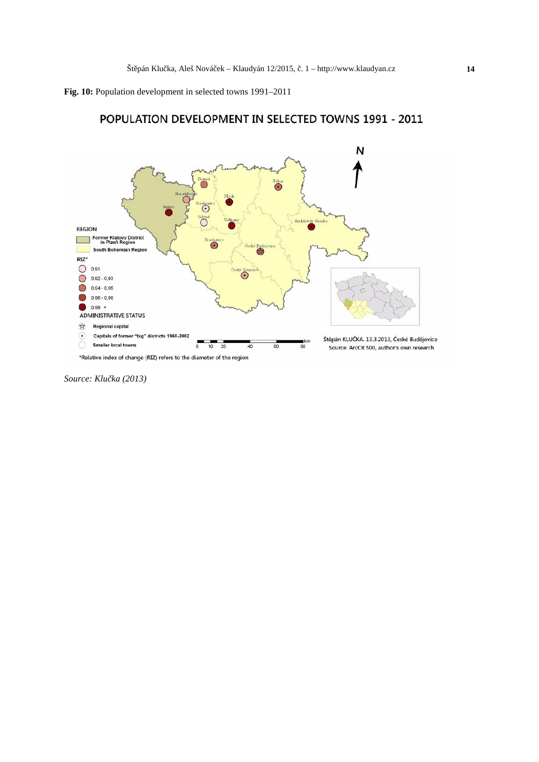**Fig. 10:** Population development in selected towns 1991–2011

POPULATION DEVELOPMENT IN SELECTED TOWNS 1991 - 2011

N

Blatná
Tábor
Horažďovice
Písek
Sušice
Strakonice
Volyně
Vodňany
Jindřichův Hradec
Prachatice
České Budějovice
Český Krumlov

REGION
Former Klatovy District in Plzeň Region
South Bohemian Region

RIZ*
0.91
0.92 - 0.93
0.94 - 0.95
0.96 - 0.98
0.99 +

ADMINISTRATIVE STATUS
Regional capital
Capitals of former "big" districts 1960-2002
Smaller local towns

0 10 20 40 60 80 km

Štěpán KLUČKA. 13.3.2013, České Budějovice
Source: ArcCR 500, author's own research

*Relative index of change (RIZ) refers to the diameter of the region

*Source: Klučka (2013)*